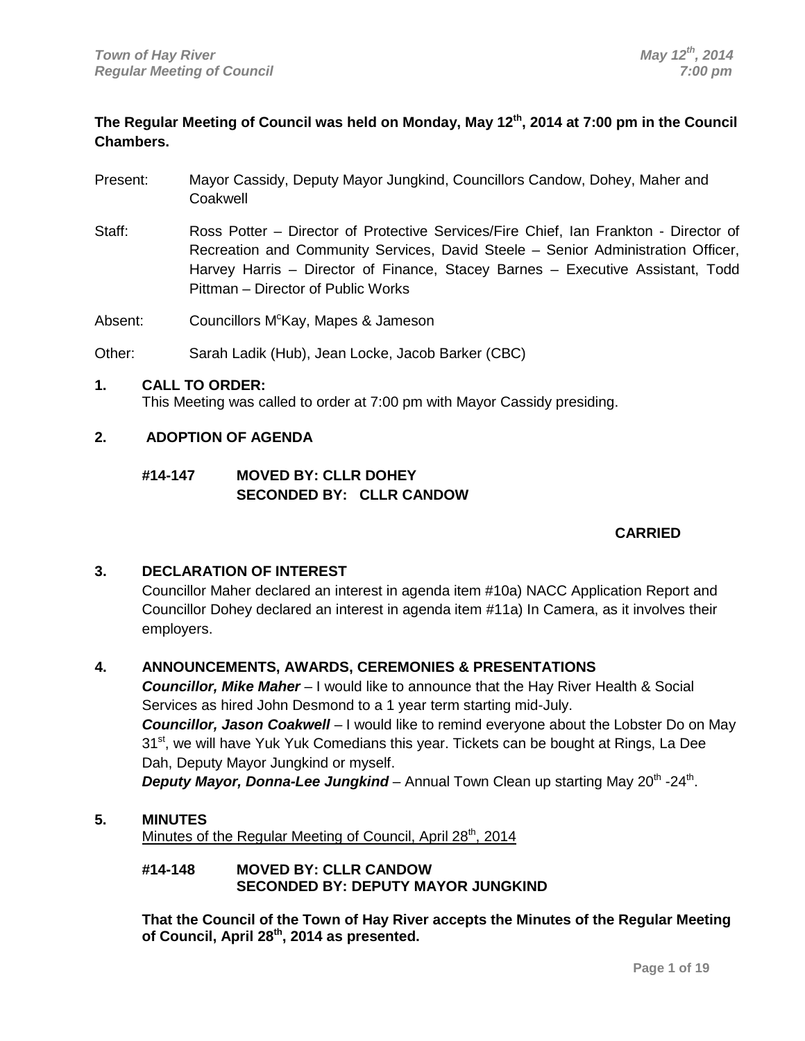The Regular Meeting of Council was held on Monday, May 12th, 2014 at 7:00 pm in the Council Chambers.

Present: Mayor Cassidy, Deputy Mayor Jungkind, Councillors Candow, Dohey, Maher and Coakwell

Staff: Ross Potter – Director of Protective Services/Fire Chief, Ian Frankton - Director of Recreation and Community Services, David Steele – Senior Administration Officer, Harvey Harris – Director of Finance, Stacey Barnes – Executive Assistant, Todd Pittman – Director of Public Works

Absent: Councillors McKay, Mapes & Jameson

Other: Sarah Ladik (Hub), Jean Locke, Jacob Barker (CBC)

## 1. CALL TO ORDER:

This Meeting was called to order at 7:00 pm with Mayor Cassidy presiding.

## 2. ADOPTION OF AGENDA

**#14-147 MOVED BY: CLLR DOHEY**
**SECONDED BY: CLLR CANDOW**

**CARRIED**

## 3. DECLARATION OF INTEREST

Councillor Maher declared an interest in agenda item #10a) NACC Application Report and Councillor Dohey declared an interest in agenda item #11a) In Camera, as it involves their employers.

## 4. ANNOUNCEMENTS, AWARDS, CEREMONIES & PRESENTATIONS

***Councillor, Mike Maher*** – I would like to announce that the Hay River Health & Social Services as hired John Desmond to a 1 year term starting mid-July.

***Councillor, Jason Coakwell*** – I would like to remind everyone about the Lobster Do on May 31st, we will have Yuk Yuk Comedians this year. Tickets can be bought at Rings, La Dee Dah, Deputy Mayor Jungkind or myself.

***Deputy Mayor, Donna-Lee Jungkind*** – Annual Town Clean up starting May 20th -24th.

## 5. MINUTES

Minutes of the Regular Meeting of Council, April 28th, 2014

**#14-148 MOVED BY: CLLR CANDOW**
**SECONDED BY: DEPUTY MAYOR JUNGKIND**

**That the Council of the Town of Hay River accepts the Minutes of the Regular Meeting of Council, April 28th, 2014 as presented.**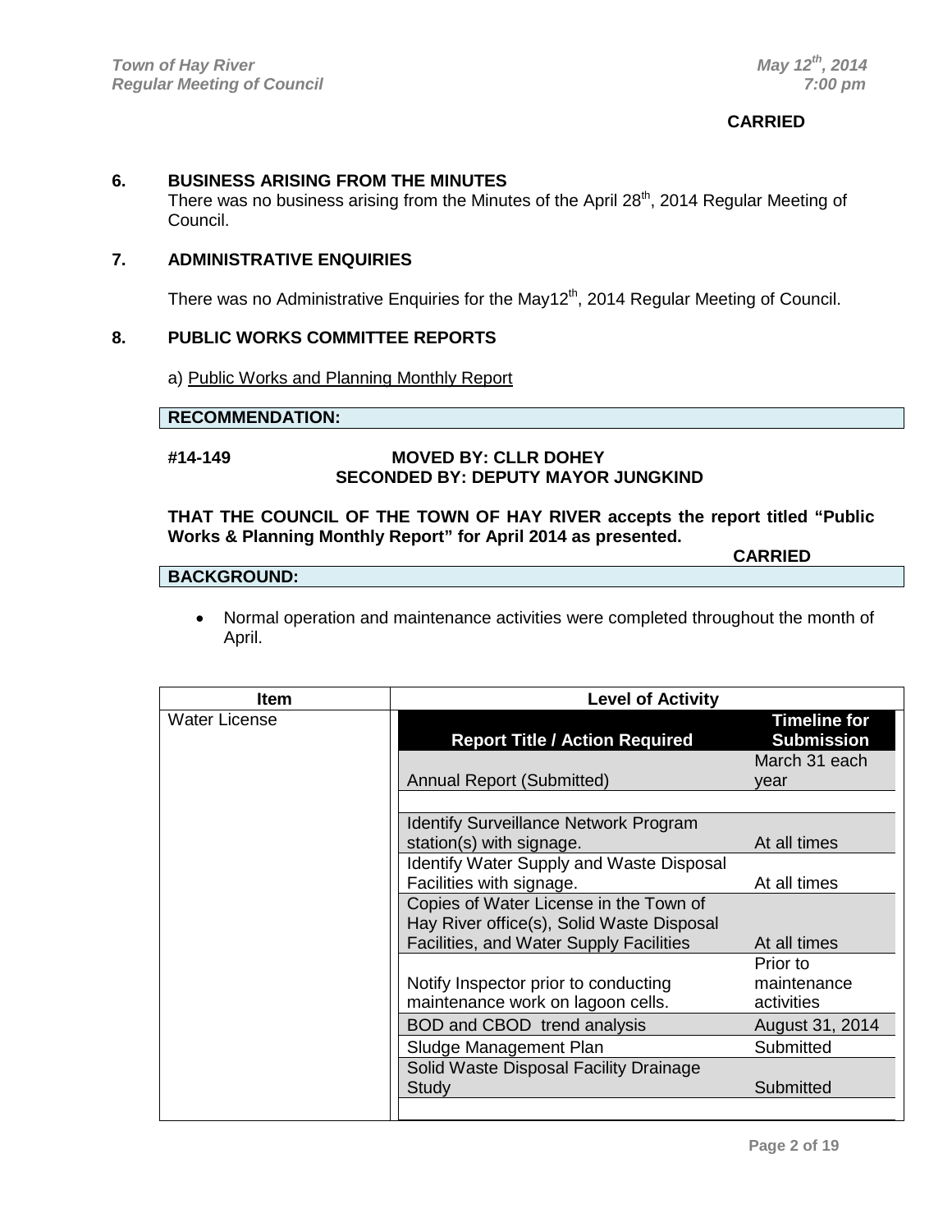**CARRIED**

## 6. BUSINESS ARISING FROM THE MINUTES

There was no business arising from the Minutes of the April 28th, 2014 Regular Meeting of Council.

## 7. ADMINISTRATIVE ENQUIRIES

There was no Administrative Enquiries for the May12th, 2014 Regular Meeting of Council.

## 8. PUBLIC WORKS COMMITTEE REPORTS

a) Public Works and Planning Monthly Report

**RECOMMENDATION:**

**#14-149 MOVED BY: CLLR DOHEY**
**SECONDED BY: DEPUTY MAYOR JUNGKIND**

**THAT THE COUNCIL OF THE TOWN OF HAY RIVER accepts the report titled "Public Works & Planning Monthly Report" for April 2014 as presented.**

**CARRIED**

**BACKGROUND:**

- Normal operation and maintenance activities were completed throughout the month of April.

| Item | Report Title / Action Required | Timeline for Submission |
|---|---|---|
| Water License | Annual Report (Submitted) | March 31 each year |
| | Identify Surveillance Network Program station(s) with signage. | At all times |
| | Identify Water Supply and Waste Disposal Facilities with signage. | At all times |
| | Copies of Water License in the Town of Hay River office(s), Solid Waste Disposal Facilities, and Water Supply Facilities | At all times |
| | Notify Inspector prior to conducting maintenance work on lagoon cells. | Prior to maintenance activities |
| | BOD and CBOD trend analysis | August 31, 2014 |
| | Sludge Management Plan | Submitted |
| | Solid Waste Disposal Facility Drainage Study | Submitted |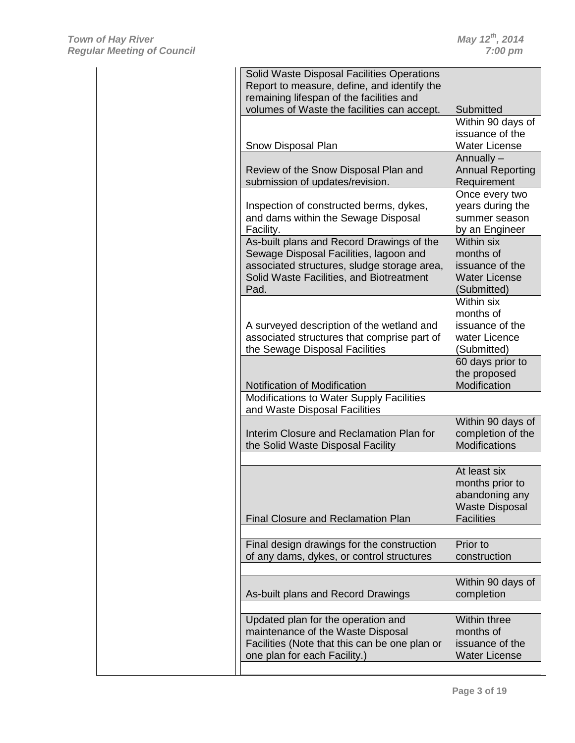| | Requirement | Timing |
|---|---|---|
| | Solid Waste Disposal Facilities Operations Report to measure, define, and identify the remaining lifespan of the facilities and volumes of Waste the facilities can accept. | Submitted |
| | Snow Disposal Plan | Within 90 days of issuance of the Water License |
| | Review of the Snow Disposal Plan and submission of updates/revision. | Annually – Annual Reporting Requirement |
| | Inspection of constructed berms, dykes, and dams within the Sewage Disposal Facility. | Once every two years during the summer season by an Engineer |
| | As-built plans and Record Drawings of the Sewage Disposal Facilities, lagoon and associated structures, sludge storage area, Solid Waste Facilities, and Biotreatment Pad. | Within six months of issuance of the Water License (Submitted) |
| | A surveyed description of the wetland and associated structures that comprise part of the Sewage Disposal Facilities | Within six months of issuance of the water Licence (Submitted) |
| | Notification of Modification | 60 days prior to the proposed Modification |
| | Modifications to Water Supply Facilities and Waste Disposal Facilities | |
| | Interim Closure and Reclamation Plan for the Solid Waste Disposal Facility | Within 90 days of completion of the Modifications |
| | Final Closure and Reclamation Plan | At least six months prior to abandoning any Waste Disposal Facilities |
| | Final design drawings for the construction of any dams, dykes, or control structures | Prior to construction |
| | As-built plans and Record Drawings | Within 90 days of completion |
| | Updated plan for the operation and maintenance of the Waste Disposal Facilities (Note that this can be one plan or one plan for each Facility.) | Within three months of issuance of the Water License |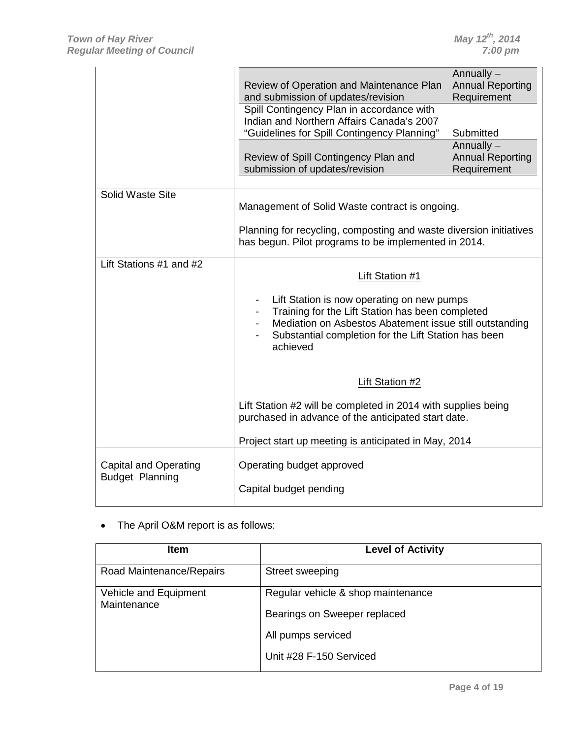| | |
|---|---|
| | Review of Operation and Maintenance Plan and submission of updates/revision — Annually – Annual Reporting Requirement<br>Spill Contingency Plan in accordance with Indian and Northern Affairs Canada's 2007 "Guidelines for Spill Contingency Planning" — Submitted<br>Review of Spill Contingency Plan and submission of updates/revision — Annually – Annual Reporting Requirement |
| Solid Waste Site | Management of Solid Waste contract is ongoing.<br><br>Planning for recycling, composting and waste diversion initiatives has begun. Pilot programs to be implemented in 2014. |
| Lift Stations #1 and #2 | Lift Station #1<br><br>- Lift Station is now operating on new pumps<br>- Training for the Lift Station has been completed<br>- Mediation on Asbestos Abatement issue still outstanding<br>- Substantial completion for the Lift Station has been achieved<br><br>Lift Station #2<br><br>Lift Station #2 will be completed in 2014 with supplies being purchased in advance of the anticipated start date.<br><br>Project start up meeting is anticipated in May, 2014 |
| Capital and Operating Budget Planning | Operating budget approved<br><br>Capital budget pending |

- The April O&M report is as follows:

| Item | Level of Activity |
|---|---|
| Road Maintenance/Repairs | Street sweeping |
| Vehicle and Equipment Maintenance | Regular vehicle & shop maintenance<br><br>Bearings on Sweeper replaced<br><br>All pumps serviced<br><br>Unit #28 F-150 Serviced |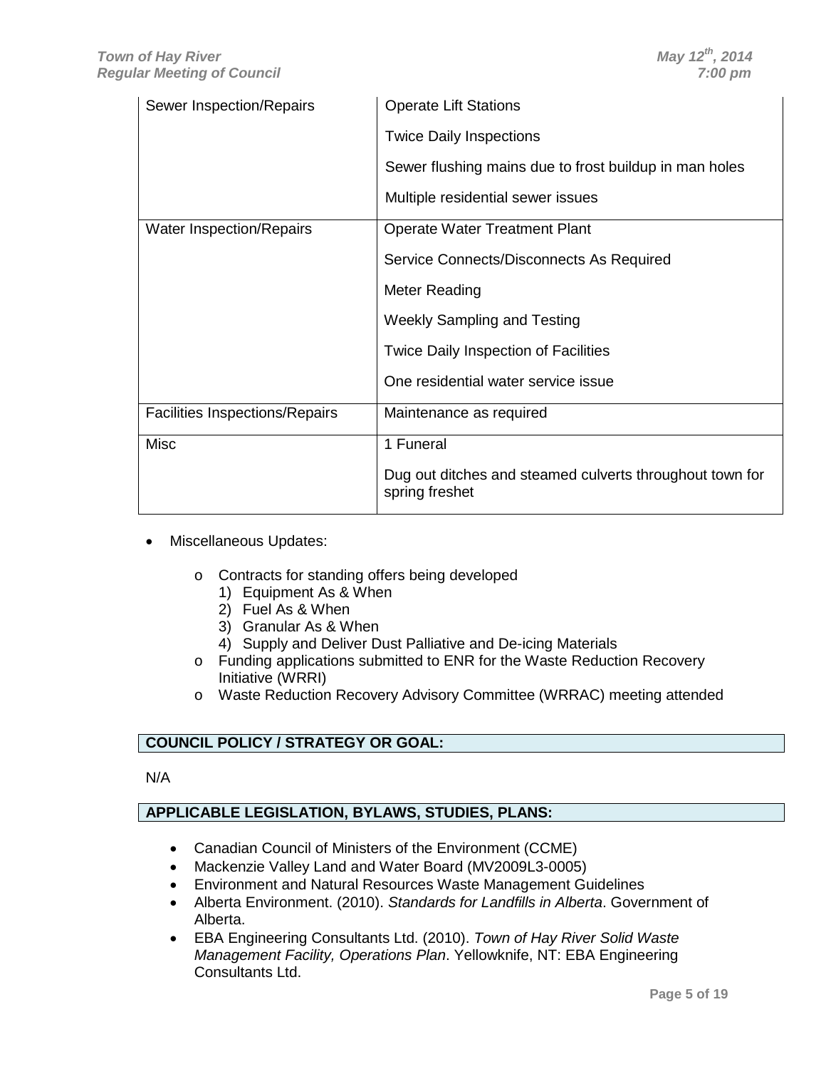| | |
|---|---|
| Sewer Inspection/Repairs | Operate Lift Stations<br><br>Twice Daily Inspections<br><br>Sewer flushing mains due to frost buildup in man holes<br><br>Multiple residential sewer issues |
| Water Inspection/Repairs | Operate Water Treatment Plant<br><br>Service Connects/Disconnects As Required<br><br>Meter Reading<br><br>Weekly Sampling and Testing<br><br>Twice Daily Inspection of Facilities<br><br>One residential water service issue |
| Facilities Inspections/Repairs | Maintenance as required |
| Misc | 1 Funeral<br><br>Dug out ditches and steamed culverts throughout town for spring freshet |

- Miscellaneous Updates:
  - Contracts for standing offers being developed
    1) Equipment As & When
    2) Fuel As & When
    3) Granular As & When
    4) Supply and Deliver Dust Palliative and De-icing Materials
  - Funding applications submitted to ENR for the Waste Reduction Recovery Initiative (WRRI)
  - Waste Reduction Recovery Advisory Committee (WRRAC) meeting attended

## COUNCIL POLICY / STRATEGY OR GOAL:

N/A

## APPLICABLE LEGISLATION, BYLAWS, STUDIES, PLANS:

- Canadian Council of Ministers of the Environment (CCME)
- Mackenzie Valley Land and Water Board (MV2009L3-0005)
- Environment and Natural Resources Waste Management Guidelines
- Alberta Environment. (2010). *Standards for Landfills in Alberta*. Government of Alberta.
- EBA Engineering Consultants Ltd. (2010). *Town of Hay River Solid Waste Management Facility, Operations Plan*. Yellowknife, NT: EBA Engineering Consultants Ltd.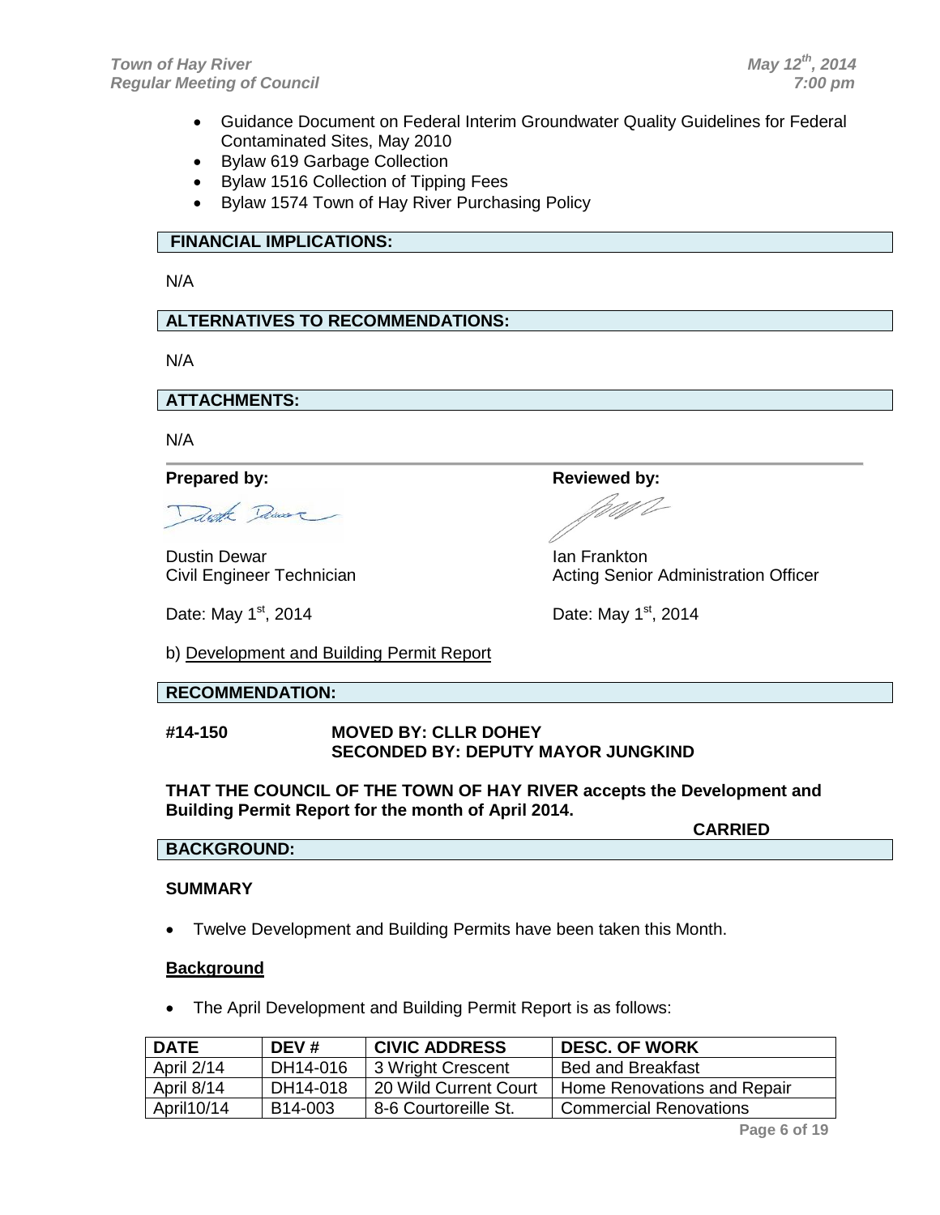- Guidance Document on Federal Interim Groundwater Quality Guidelines for Federal Contaminated Sites, May 2010
- Bylaw 619 Garbage Collection
- Bylaw 1516 Collection of Tipping Fees
- Bylaw 1574 Town of Hay River Purchasing Policy

**FINANCIAL IMPLICATIONS:**

N/A

**ALTERNATIVES TO RECOMMENDATIONS:**

N/A

**ATTACHMENTS:**

N/A

**Prepared by:**

Dustin Dewar
Civil Engineer Technician

Date: May 1st, 2014

**Reviewed by:**

Ian Frankton
Acting Senior Administration Officer

Date: May 1st, 2014

b) Development and Building Permit Report

**RECOMMENDATION:**

**#14-150 MOVED BY: CLLR DOHEY**
**SECONDED BY: DEPUTY MAYOR JUNGKIND**

**THAT THE COUNCIL OF THE TOWN OF HAY RIVER accepts the Development and Building Permit Report for the month of April 2014.**

**CARRIED**

**BACKGROUND:**

**SUMMARY**

- Twelve Development and Building Permits have been taken this Month.

**Background**

- The April Development and Building Permit Report is as follows:

| DATE | DEV # | CIVIC ADDRESS | DESC. OF WORK |
|---|---|---|---|
| April 2/14 | DH14-016 | 3 Wright Crescent | Bed and Breakfast |
| April 8/14 | DH14-018 | 20 Wild Current Court | Home Renovations and Repair |
| April10/14 | B14-003 | 8-6 Courtoreille St. | Commercial Renovations |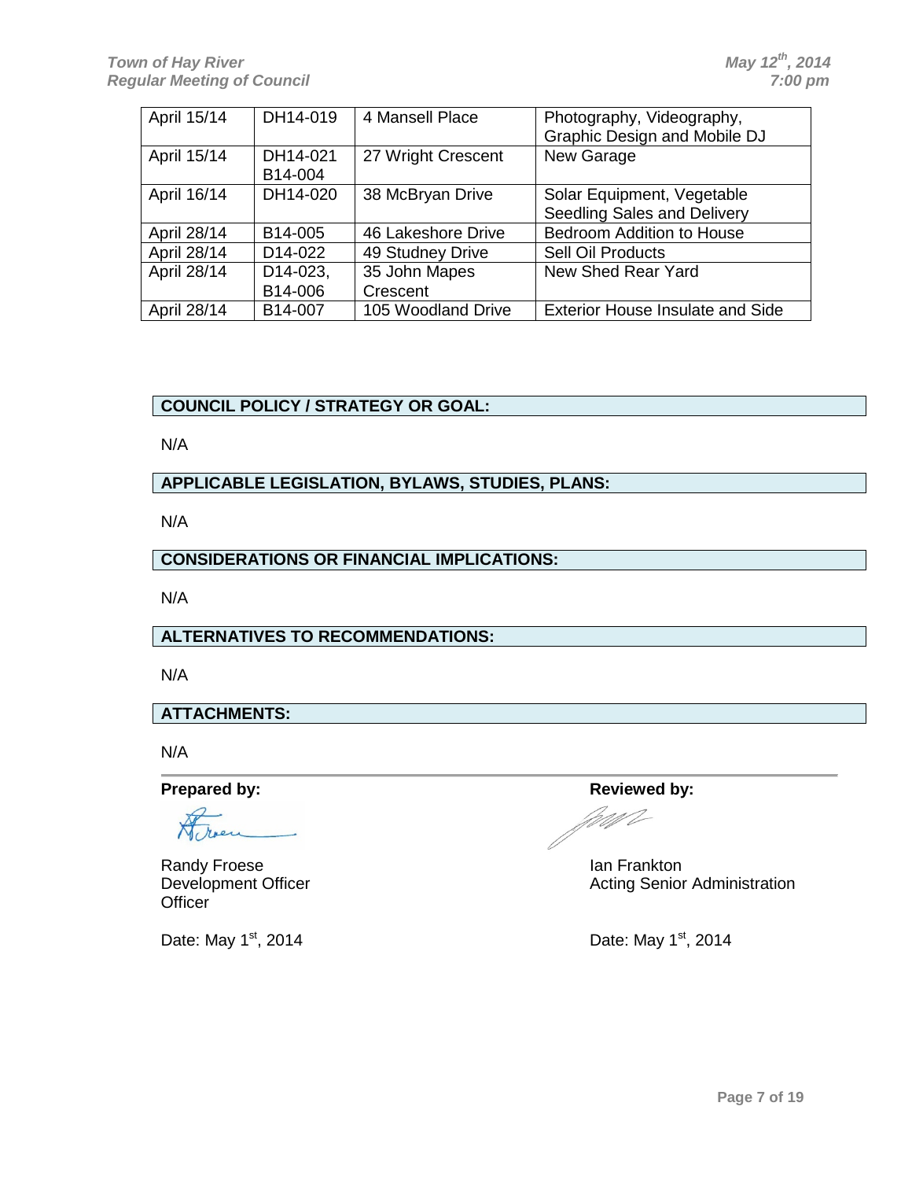| April 15/14 | DH14-019 | 4 Mansell Place | Photography, Videography, Graphic Design and Mobile DJ |
|---|---|---|---|
| April 15/14 | DH14-021 B14-004 | 27 Wright Crescent | New Garage |
| April 16/14 | DH14-020 | 38 McBryan Drive | Solar Equipment, Vegetable Seedling Sales and Delivery |
| April 28/14 | B14-005 | 46 Lakeshore Drive | Bedroom Addition to House |
| April 28/14 | D14-022 | 49 Studney Drive | Sell Oil Products |
| April 28/14 | D14-023, B14-006 | 35 John Mapes Crescent | New Shed Rear Yard |
| April 28/14 | B14-007 | 105 Woodland Drive | Exterior House Insulate and Side |

**COUNCIL POLICY / STRATEGY OR GOAL:**

N/A

**APPLICABLE LEGISLATION, BYLAWS, STUDIES, PLANS:**

N/A

**CONSIDERATIONS OR FINANCIAL IMPLICATIONS:**

N/A

**ALTERNATIVES TO RECOMMENDATIONS:**

N/A

**ATTACHMENTS:**

N/A

**Prepared by:**

Randy Froese
Development Officer
Officer

Date: May 1st, 2014

**Reviewed by:**

Ian Frankton
Acting Senior Administration

Date: May 1st, 2014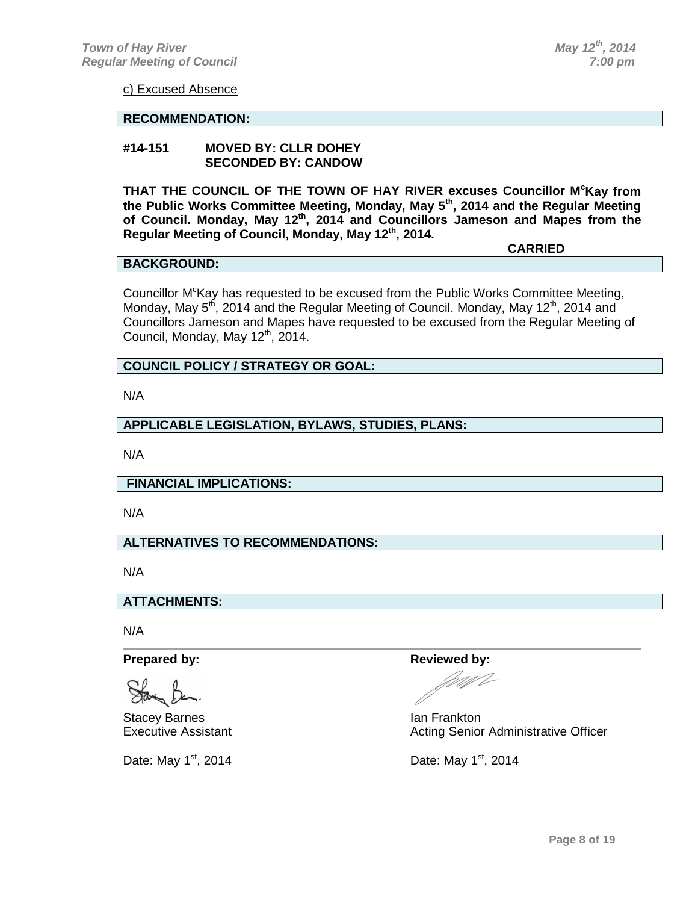c) Excused Absence

**RECOMMENDATION:**

**#14-151 MOVED BY: CLLR DOHEY**
**SECONDED BY: CANDOW**

**THAT THE COUNCIL OF THE TOWN OF HAY RIVER excuses Councillor M^c^Kay from the Public Works Committee Meeting, Monday, May 5th, 2014 and the Regular Meeting of Council. Monday, May 12th, 2014 and Councillors Jameson and Mapes from the Regular Meeting of Council, Monday, May 12th, 2014.**

**CARRIED**

**BACKGROUND:**

Councillor McKay has requested to be excused from the Public Works Committee Meeting, Monday, May 5th, 2014 and the Regular Meeting of Council. Monday, May 12th, 2014 and Councillors Jameson and Mapes have requested to be excused from the Regular Meeting of Council, Monday, May 12th, 2014.

**COUNCIL POLICY / STRATEGY OR GOAL:**

N/A

**APPLICABLE LEGISLATION, BYLAWS, STUDIES, PLANS:**

N/A

**FINANCIAL IMPLICATIONS:**

N/A

**ALTERNATIVES TO RECOMMENDATIONS:**

N/A

**ATTACHMENTS:**

N/A

---

**Prepared by:**

Stacey Barnes
Executive Assistant

Date: May 1st, 2014

**Reviewed by:**

Ian Frankton
Acting Senior Administrative Officer

Date: May 1st, 2014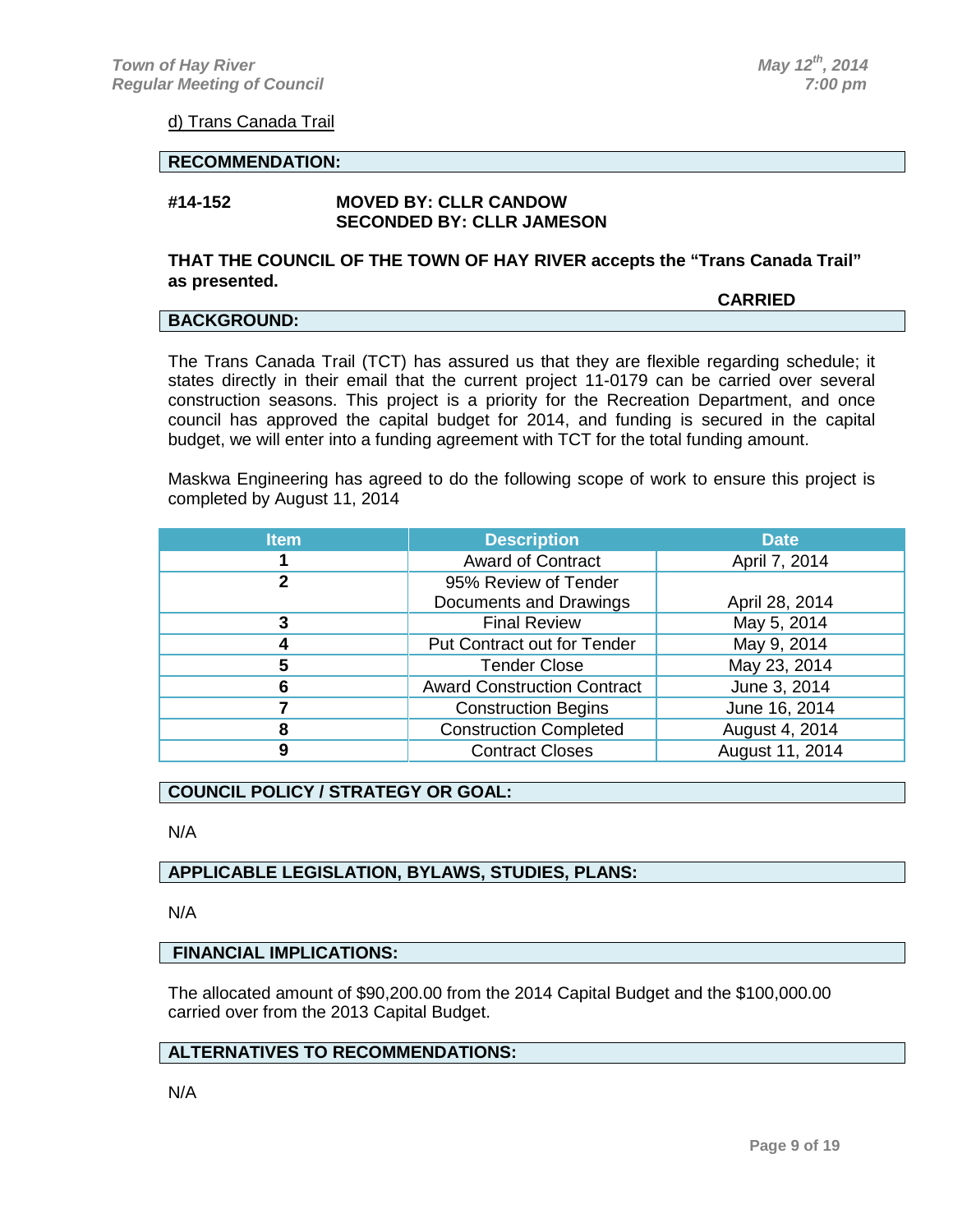d) Trans Canada Trail

**RECOMMENDATION:**

**#14-152** **MOVED BY: CLLR CANDOW**
**SECONDED BY: CLLR JAMESON**

**THAT THE COUNCIL OF THE TOWN OF HAY RIVER accepts the "Trans Canada Trail" as presented.**

**CARRIED**

**BACKGROUND:**

The Trans Canada Trail (TCT) has assured us that they are flexible regarding schedule; it states directly in their email that the current project 11-0179 can be carried over several construction seasons. This project is a priority for the Recreation Department, and once council has approved the capital budget for 2014, and funding is secured in the capital budget, we will enter into a funding agreement with TCT for the total funding amount.

Maskwa Engineering has agreed to do the following scope of work to ensure this project is completed by August 11, 2014

| Item | Description | Date |
|---|---|---|
| 1 | Award of Contract | April 7, 2014 |
| 2 | 95% Review of Tender Documents and Drawings | April 28, 2014 |
| 3 | Final Review | May 5, 2014 |
| 4 | Put Contract out for Tender | May 9, 2014 |
| 5 | Tender Close | May 23, 2014 |
| 6 | Award Construction Contract | June 3, 2014 |
| 7 | Construction Begins | June 16, 2014 |
| 8 | Construction Completed | August 4, 2014 |
| 9 | Contract Closes | August 11, 2014 |

**COUNCIL POLICY / STRATEGY OR GOAL:**

N/A

**APPLICABLE LEGISLATION, BYLAWS, STUDIES, PLANS:**

N/A

**FINANCIAL IMPLICATIONS:**

The allocated amount of $90,200.00 from the 2014 Capital Budget and the $100,000.00 carried over from the 2013 Capital Budget.

**ALTERNATIVES TO RECOMMENDATIONS:**

N/A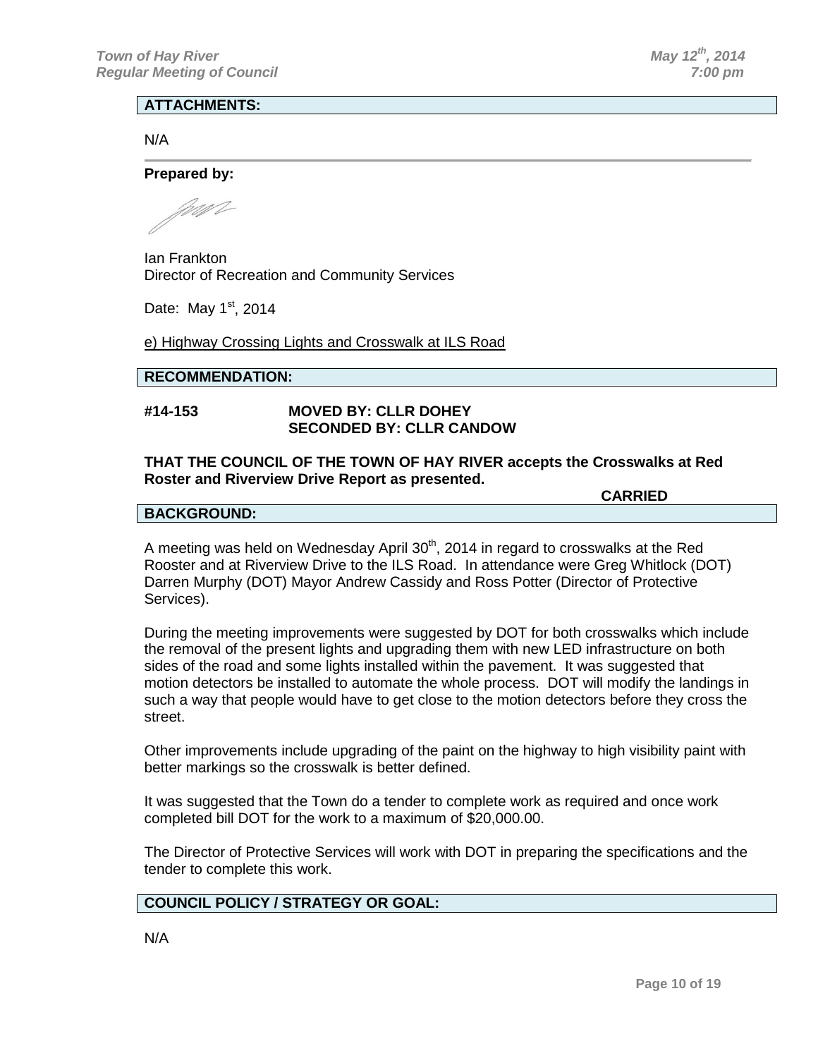**ATTACHMENTS:**

N/A

**Prepared by:**

Ian Frankton
Director of Recreation and Community Services

Date: May 1st, 2014

e) Highway Crossing Lights and Crosswalk at ILS Road

**RECOMMENDATION:**

**#14-153 MOVED BY: CLLR DOHEY**
**SECONDED BY: CLLR CANDOW**

**THAT THE COUNCIL OF THE TOWN OF HAY RIVER accepts the Crosswalks at Red Roster and Riverview Drive Report as presented.**

**CARRIED**

**BACKGROUND:**

A meeting was held on Wednesday April 30th, 2014 in regard to crosswalks at the Red Rooster and at Riverview Drive to the ILS Road. In attendance were Greg Whitlock (DOT) Darren Murphy (DOT) Mayor Andrew Cassidy and Ross Potter (Director of Protective Services).

During the meeting improvements were suggested by DOT for both crosswalks which include the removal of the present lights and upgrading them with new LED infrastructure on both sides of the road and some lights installed within the pavement. It was suggested that motion detectors be installed to automate the whole process. DOT will modify the landings in such a way that people would have to get close to the motion detectors before they cross the street.

Other improvements include upgrading of the paint on the highway to high visibility paint with better markings so the crosswalk is better defined.

It was suggested that the Town do a tender to complete work as required and once work completed bill DOT for the work to a maximum of $20,000.00.

The Director of Protective Services will work with DOT in preparing the specifications and the tender to complete this work.

**COUNCIL POLICY / STRATEGY OR GOAL:**

N/A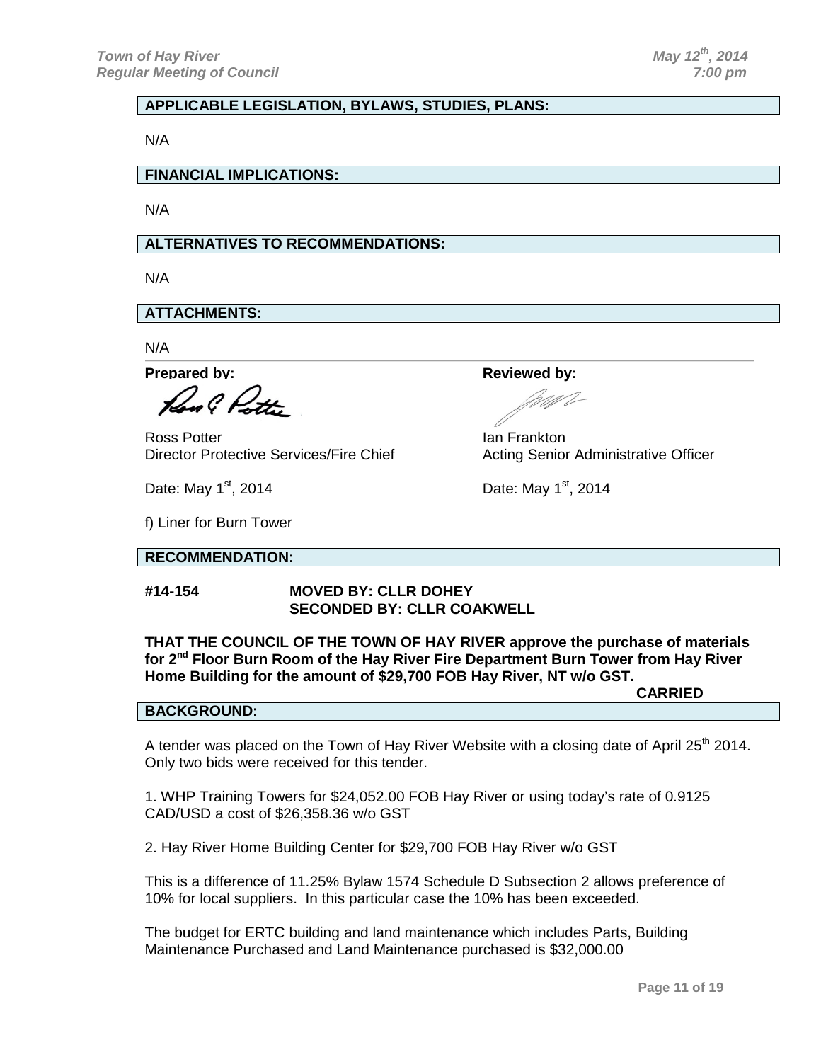**APPLICABLE LEGISLATION, BYLAWS, STUDIES, PLANS:**

N/A

**FINANCIAL IMPLICATIONS:**

N/A

**ALTERNATIVES TO RECOMMENDATIONS:**

N/A

**ATTACHMENTS:**

N/A

**Prepared by:**

Ross Potter
Director Protective Services/Fire Chief

Date: May 1st, 2014

**Reviewed by:**

Ian Frankton
Acting Senior Administrative Officer

Date: May 1st, 2014

f) Liner for Burn Tower

**RECOMMENDATION:**

**#14-154 MOVED BY: CLLR DOHEY**
**SECONDED BY: CLLR COAKWELL**

**THAT THE COUNCIL OF THE TOWN OF HAY RIVER approve the purchase of materials for 2nd Floor Burn Room of the Hay River Fire Department Burn Tower from Hay River Home Building for the amount of $29,700 FOB Hay River, NT w/o GST.**

**CARRIED**

**BACKGROUND:**

A tender was placed on the Town of Hay River Website with a closing date of April 25th 2014. Only two bids were received for this tender.

1. WHP Training Towers for $24,052.00 FOB Hay River or using today's rate of 0.9125 CAD/USD a cost of $26,358.36 w/o GST

2. Hay River Home Building Center for $29,700 FOB Hay River w/o GST

This is a difference of 11.25% Bylaw 1574 Schedule D Subsection 2 allows preference of 10% for local suppliers. In this particular case the 10% has been exceeded.

The budget for ERTC building and land maintenance which includes Parts, Building Maintenance Purchased and Land Maintenance purchased is $32,000.00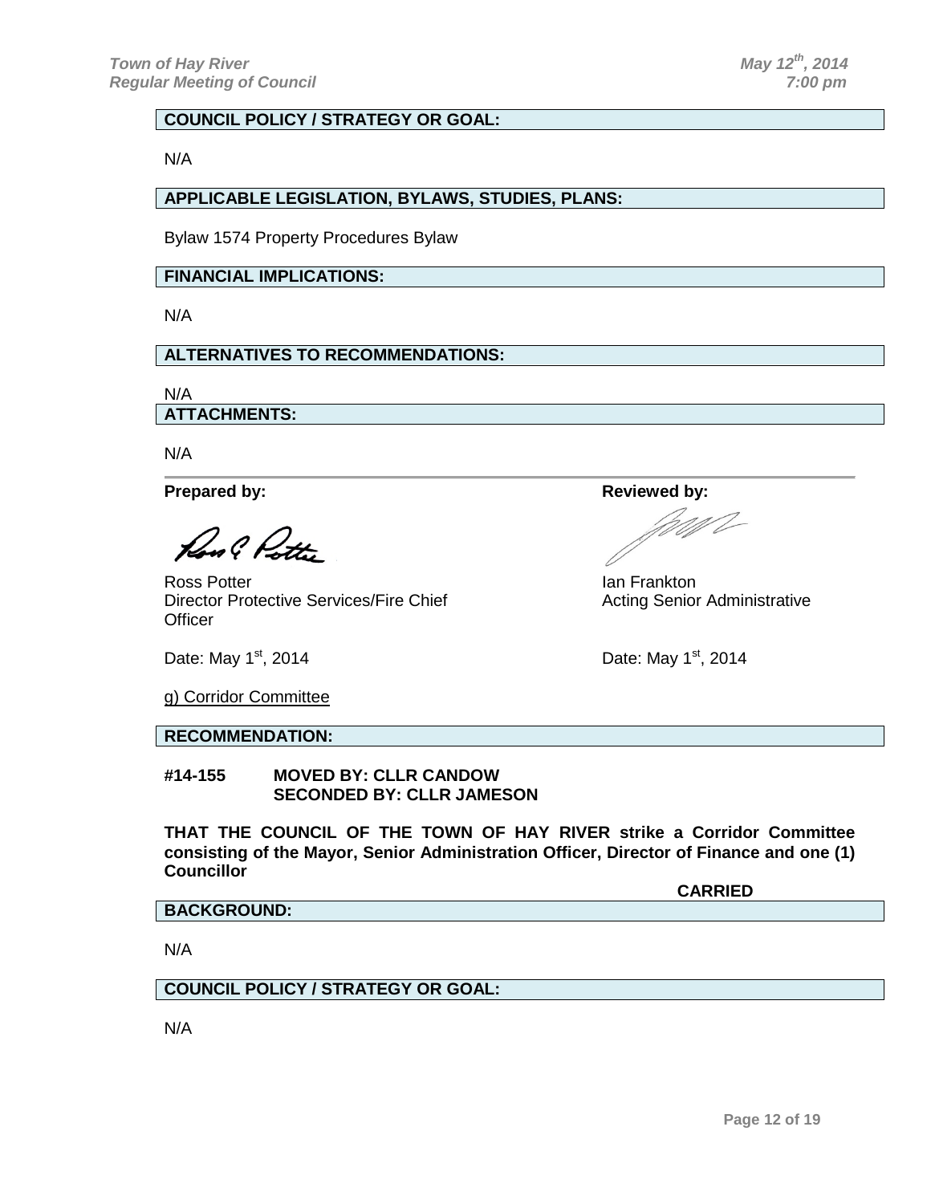**COUNCIL POLICY / STRATEGY OR GOAL:**

N/A

**APPLICABLE LEGISLATION, BYLAWS, STUDIES, PLANS:**

Bylaw 1574 Property Procedures Bylaw

**FINANCIAL IMPLICATIONS:**

N/A

**ALTERNATIVES TO RECOMMENDATIONS:**

N/A

**ATTACHMENTS:**

N/A

**Prepared by:**

Ross Potter
Director Protective Services/Fire Chief

Date: May 1st, 2014

**Reviewed by:**

Ian Frankton
Acting Senior Administrative Officer

Date: May 1st, 2014

g) Corridor Committee

**RECOMMENDATION:**

**#14-155 MOVED BY: CLLR CANDOW**
**SECONDED BY: CLLR JAMESON**

**THAT THE COUNCIL OF THE TOWN OF HAY RIVER strike a Corridor Committee consisting of the Mayor, Senior Administration Officer, Director of Finance and one (1) Councillor**

**CARRIED**

**BACKGROUND:**

N/A

**COUNCIL POLICY / STRATEGY OR GOAL:**

N/A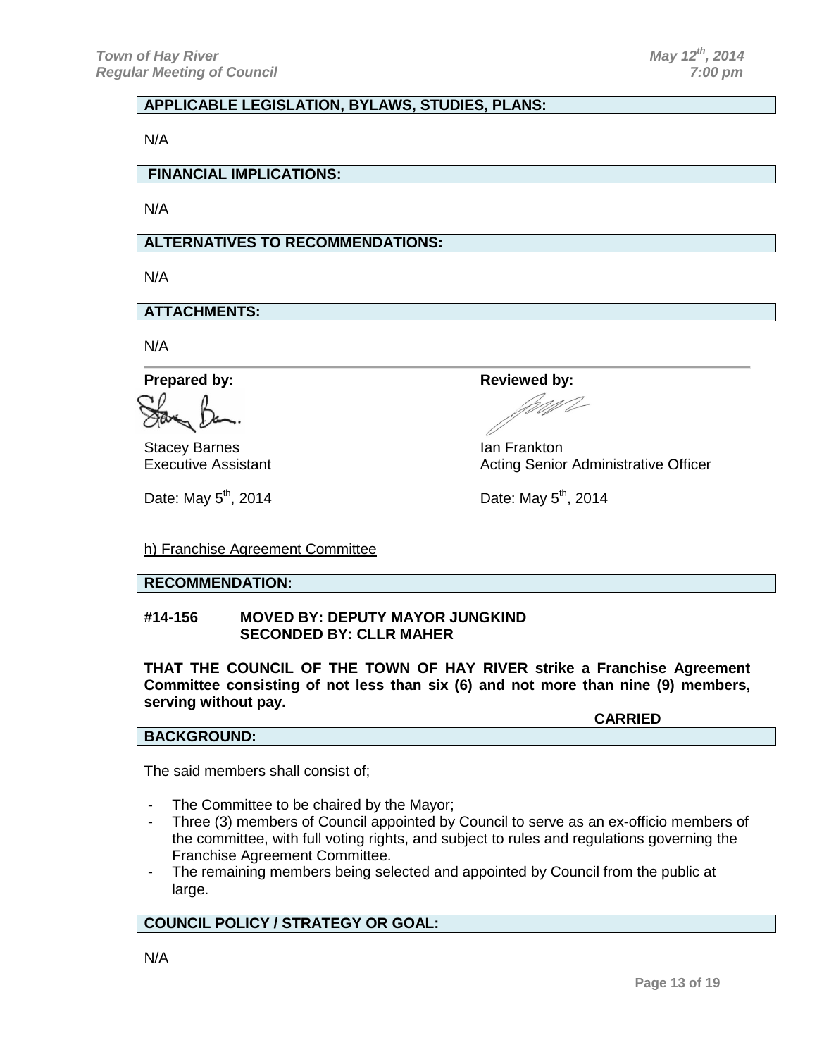**APPLICABLE LEGISLATION, BYLAWS, STUDIES, PLANS:**

N/A

**FINANCIAL IMPLICATIONS:**

N/A

**ALTERNATIVES TO RECOMMENDATIONS:**

N/A

**ATTACHMENTS:**

N/A

---

**Prepared by:**

Stacey Barnes
Executive Assistant

Date: May 5th, 2014

**Reviewed by:**

Ian Frankton
Acting Senior Administrative Officer

Date: May 5th, 2014

h) Franchise Agreement Committee

**RECOMMENDATION:**

**#14-156 MOVED BY: DEPUTY MAYOR JUNGKIND**
**SECONDED BY: CLLR MAHER**

**THAT THE COUNCIL OF THE TOWN OF HAY RIVER strike a Franchise Agreement Committee consisting of not less than six (6) and not more than nine (9) members, serving without pay.**

**CARRIED**

**BACKGROUND:**

The said members shall consist of;

- The Committee to be chaired by the Mayor;
- Three (3) members of Council appointed by Council to serve as an ex-officio members of the committee, with full voting rights, and subject to rules and regulations governing the Franchise Agreement Committee.
- The remaining members being selected and appointed by Council from the public at large.

**COUNCIL POLICY / STRATEGY OR GOAL:**

N/A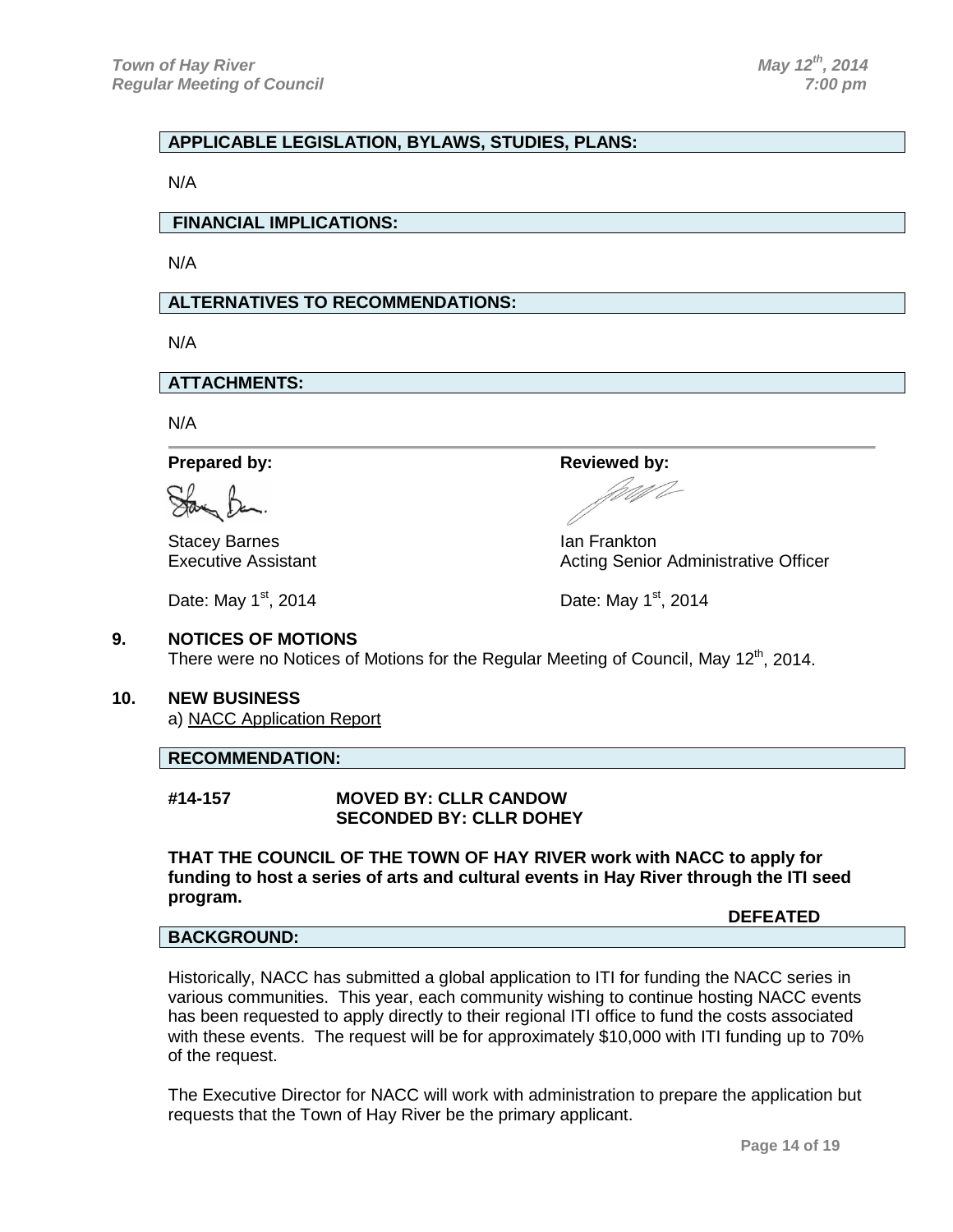**APPLICABLE LEGISLATION, BYLAWS, STUDIES, PLANS:**

N/A

**FINANCIAL IMPLICATIONS:**

N/A

**ALTERNATIVES TO RECOMMENDATIONS:**

N/A

**ATTACHMENTS:**

N/A

| **Prepared by:** | **Reviewed by:** |
|---|---|
| Stacey Barnes | Ian Frankton |
| Executive Assistant | Acting Senior Administrative Officer |
| Date: May 1st, 2014 | Date: May 1st, 2014 |

## 9. NOTICES OF MOTIONS

There were no Notices of Motions for the Regular Meeting of Council, May 12th, 2014.

## 10. NEW BUSINESS

a) NACC Application Report

**RECOMMENDATION:**

**#14-157 MOVED BY: CLLR CANDOW**
**SECONDED BY: CLLR DOHEY**

**THAT THE COUNCIL OF THE TOWN OF HAY RIVER work with NACC to apply for funding to host a series of arts and cultural events in Hay River through the ITI seed program.**

**DEFEATED**

**BACKGROUND:**

Historically, NACC has submitted a global application to ITI for funding the NACC series in various communities. This year, each community wishing to continue hosting NACC events has been requested to apply directly to their regional ITI office to fund the costs associated with these events. The request will be for approximately $10,000 with ITI funding up to 70% of the request.

The Executive Director for NACC will work with administration to prepare the application but requests that the Town of Hay River be the primary applicant.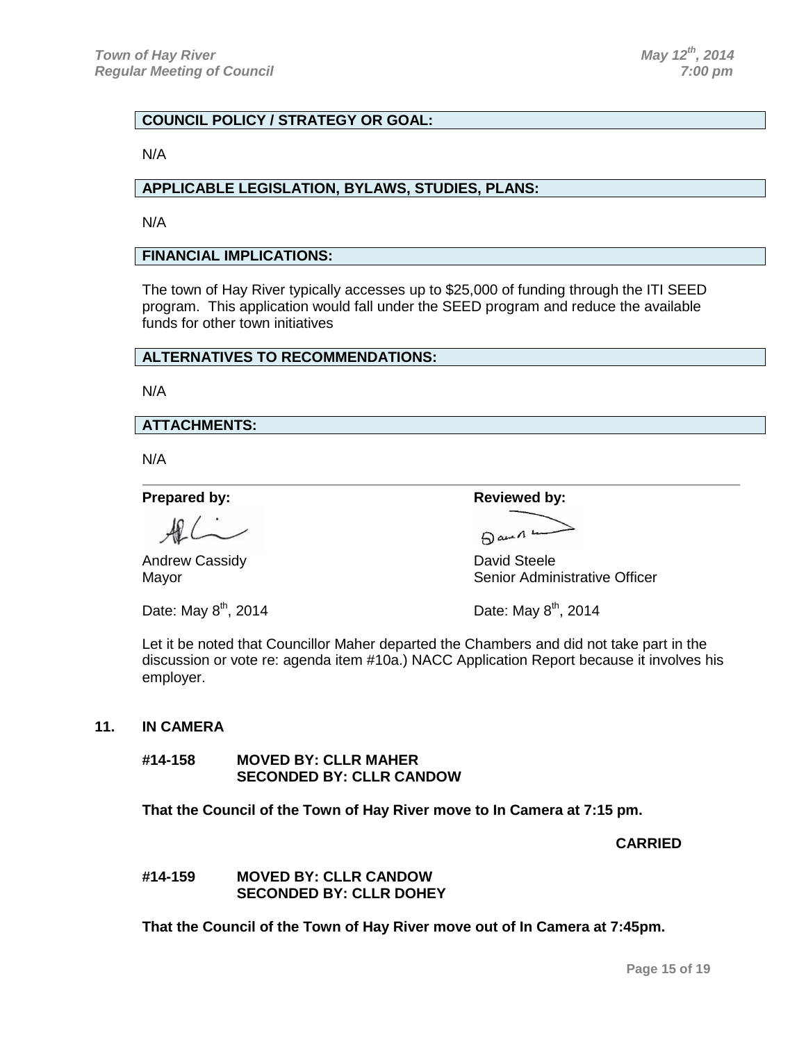**COUNCIL POLICY / STRATEGY OR GOAL:**

N/A

**APPLICABLE LEGISLATION, BYLAWS, STUDIES, PLANS:**

N/A

**FINANCIAL IMPLICATIONS:**

The town of Hay River typically accesses up to $25,000 of funding through the ITI SEED program. This application would fall under the SEED program and reduce the available funds for other town initiatives

**ALTERNATIVES TO RECOMMENDATIONS:**

N/A

**ATTACHMENTS:**

N/A

---

| **Prepared by:** | **Reviewed by:** |
|---|---|
| Andrew Cassidy | David Steele |
| Mayor | Senior Administrative Officer |
| Date: May 8th, 2014 | Date: May 8th, 2014 |

Let it be noted that Councillor Maher departed the Chambers and did not take part in the discussion or vote re: agenda item #10a.) NACC Application Report because it involves his employer.

**11. IN CAMERA**

**#14-158 MOVED BY: CLLR MAHER**
**SECONDED BY: CLLR CANDOW**

**That the Council of the Town of Hay River move to In Camera at 7:15 pm.**

**CARRIED**

**#14-159 MOVED BY: CLLR CANDOW**
**SECONDED BY: CLLR DOHEY**

**That the Council of the Town of Hay River move out of In Camera at 7:45pm.**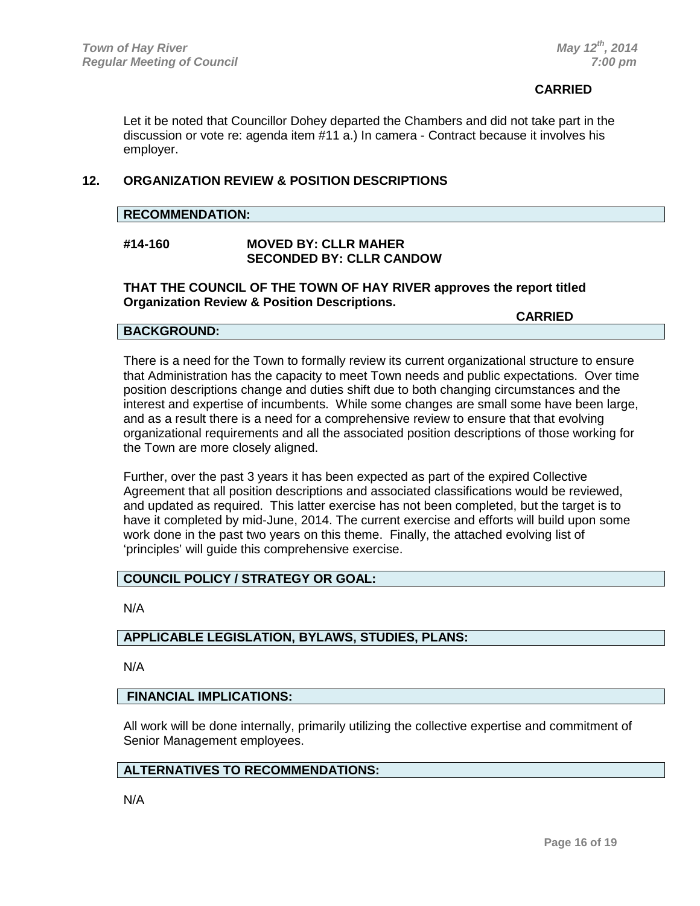**CARRIED**

Let it be noted that Councillor Dohey departed the Chambers and did not take part in the discussion or vote re: agenda item #11 a.) In camera - Contract because it involves his employer.

## 12. ORGANIZATION REVIEW & POSITION DESCRIPTIONS

**RECOMMENDATION:**

**#14-160 MOVED BY: CLLR MAHER**
**SECONDED BY: CLLR CANDOW**

**THAT THE COUNCIL OF THE TOWN OF HAY RIVER approves the report titled Organization Review & Position Descriptions.**

**CARRIED**

**BACKGROUND:**

There is a need for the Town to formally review its current organizational structure to ensure that Administration has the capacity to meet Town needs and public expectations. Over time position descriptions change and duties shift due to both changing circumstances and the interest and expertise of incumbents. While some changes are small some have been large, and as a result there is a need for a comprehensive review to ensure that that evolving organizational requirements and all the associated position descriptions of those working for the Town are more closely aligned.

Further, over the past 3 years it has been expected as part of the expired Collective Agreement that all position descriptions and associated classifications would be reviewed, and updated as required. This latter exercise has not been completed, but the target is to have it completed by mid-June, 2014. The current exercise and efforts will build upon some work done in the past two years on this theme. Finally, the attached evolving list of 'principles' will guide this comprehensive exercise.

**COUNCIL POLICY / STRATEGY OR GOAL:**

N/A

**APPLICABLE LEGISLATION, BYLAWS, STUDIES, PLANS:**

N/A

**FINANCIAL IMPLICATIONS:**

All work will be done internally, primarily utilizing the collective expertise and commitment of Senior Management employees.

**ALTERNATIVES TO RECOMMENDATIONS:**

N/A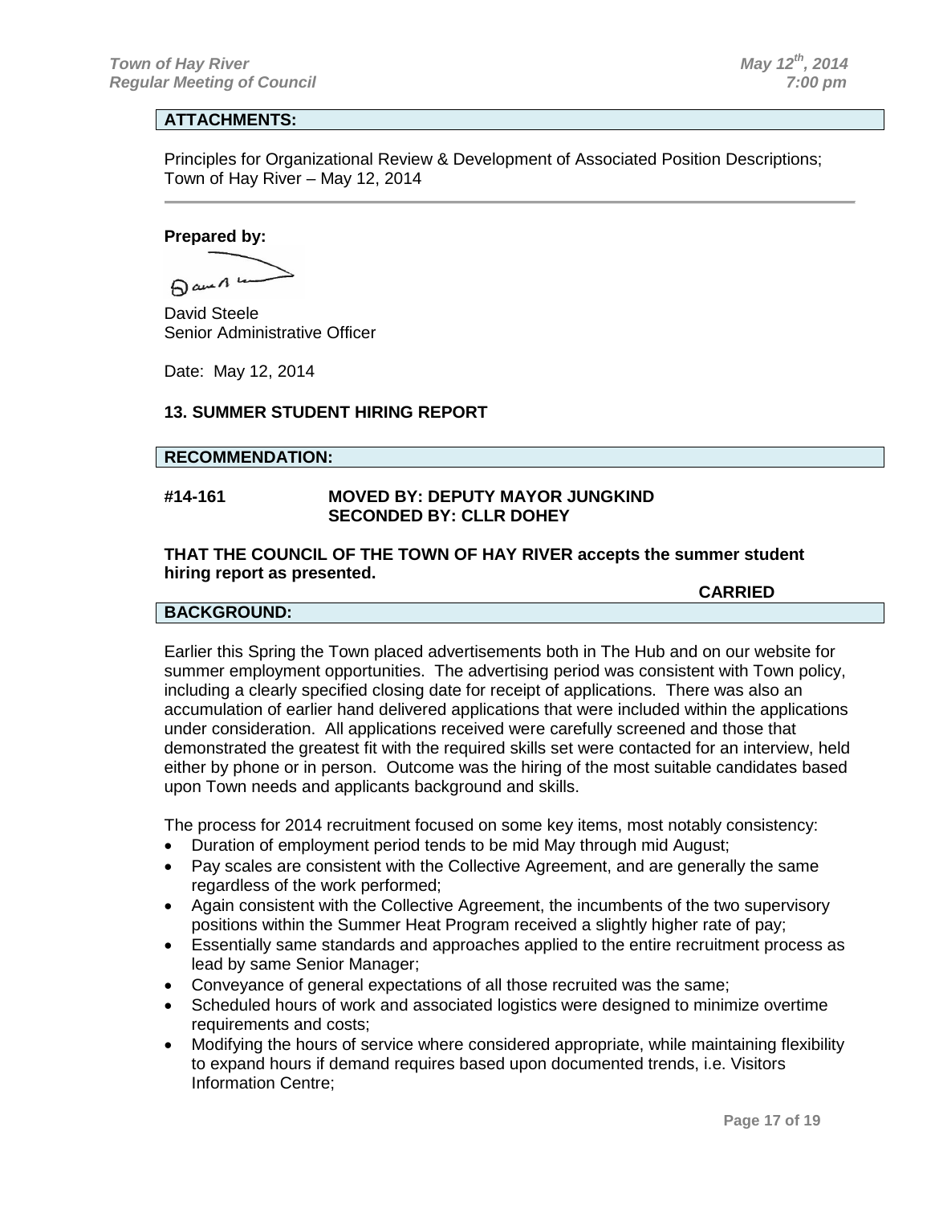**ATTACHMENTS:**

Principles for Organizational Review & Development of Associated Position Descriptions; Town of Hay River – May 12, 2014

---

**Prepared by:**

David Steele
Senior Administrative Officer

Date: May 12, 2014

### 13. SUMMER STUDENT HIRING REPORT

**RECOMMENDATION:**

**#14-161 MOVED BY: DEPUTY MAYOR JUNGKIND**
**SECONDED BY: CLLR DOHEY**

**THAT THE COUNCIL OF THE TOWN OF HAY RIVER accepts the summer student hiring report as presented.**

**CARRIED**

**BACKGROUND:**

Earlier this Spring the Town placed advertisements both in The Hub and on our website for summer employment opportunities. The advertising period was consistent with Town policy, including a clearly specified closing date for receipt of applications. There was also an accumulation of earlier hand delivered applications that were included within the applications under consideration. All applications received were carefully screened and those that demonstrated the greatest fit with the required skills set were contacted for an interview, held either by phone or in person. Outcome was the hiring of the most suitable candidates based upon Town needs and applicants background and skills.

The process for 2014 recruitment focused on some key items, most notably consistency:

- Duration of employment period tends to be mid May through mid August;
- Pay scales are consistent with the Collective Agreement, and are generally the same regardless of the work performed;
- Again consistent with the Collective Agreement, the incumbents of the two supervisory positions within the Summer Heat Program received a slightly higher rate of pay;
- Essentially same standards and approaches applied to the entire recruitment process as lead by same Senior Manager;
- Conveyance of general expectations of all those recruited was the same;
- Scheduled hours of work and associated logistics were designed to minimize overtime requirements and costs;
- Modifying the hours of service where considered appropriate, while maintaining flexibility to expand hours if demand requires based upon documented trends, i.e. Visitors Information Centre;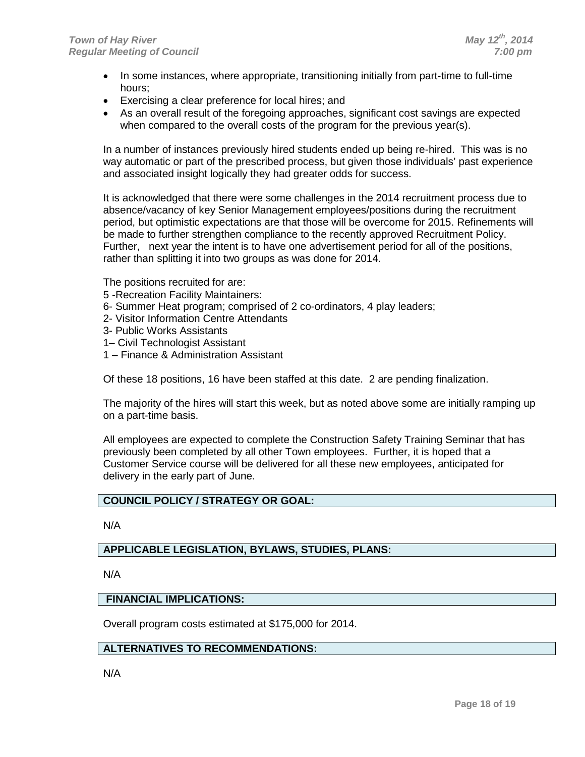- In some instances, where appropriate, transitioning initially from part-time to full-time hours;
- Exercising a clear preference for local hires; and
- As an overall result of the foregoing approaches, significant cost savings are expected when compared to the overall costs of the program for the previous year(s).

In a number of instances previously hired students ended up being re-hired. This was is no way automatic or part of the prescribed process, but given those individuals' past experience and associated insight logically they had greater odds for success.

It is acknowledged that there were some challenges in the 2014 recruitment process due to absence/vacancy of key Senior Management employees/positions during the recruitment period, but optimistic expectations are that those will be overcome for 2015. Refinements will be made to further strengthen compliance to the recently approved Recruitment Policy. Further, next year the intent is to have one advertisement period for all of the positions, rather than splitting it into two groups as was done for 2014.

The positions recruited for are:
5 -Recreation Facility Maintainers:
6- Summer Heat program; comprised of 2 co-ordinators, 4 play leaders;
2- Visitor Information Centre Attendants
3- Public Works Assistants
1– Civil Technologist Assistant
1 – Finance & Administration Assistant

Of these 18 positions, 16 have been staffed at this date. 2 are pending finalization.

The majority of the hires will start this week, but as noted above some are initially ramping up on a part-time basis.

All employees are expected to complete the Construction Safety Training Seminar that has previously been completed by all other Town employees. Further, it is hoped that a Customer Service course will be delivered for all these new employees, anticipated for delivery in the early part of June.

**COUNCIL POLICY / STRATEGY OR GOAL:**

N/A

**APPLICABLE LEGISLATION, BYLAWS, STUDIES, PLANS:**

N/A

**FINANCIAL IMPLICATIONS:**

Overall program costs estimated at $175,000 for 2014.

**ALTERNATIVES TO RECOMMENDATIONS:**

N/A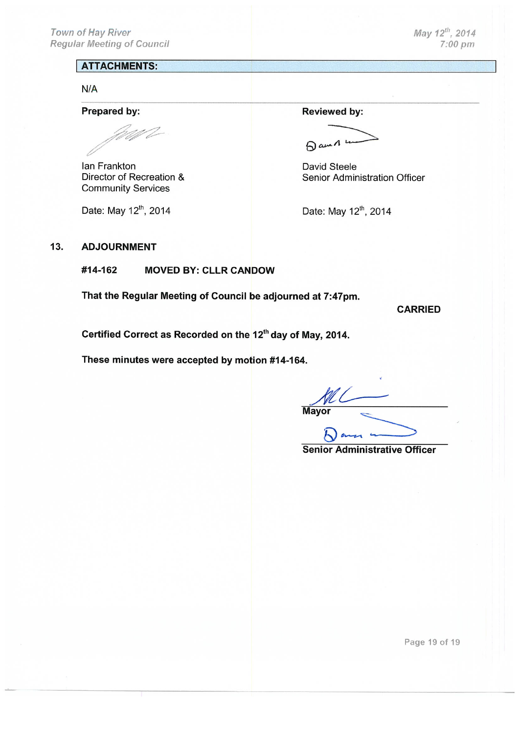### ATTACHMENTS:

N/A

| Prepared by: | Reviewed by: |
|---|---|
| Ian Frankton<br>Director of Recreation & Community Services | David Steele<br>Senior Administration Officer |
| Date: May 12th, 2014 | Date: May 12th, 2014 |

## 13. ADJOURNMENT

**#14-162 MOVED BY: CLLR CANDOW**

**That the Regular Meeting of Council be adjourned at 7:47pm.**

**CARRIED**

**Certified Correct as Recorded on the 12th day of May, 2014.**

**These minutes were accepted by motion #14-164.**

**Mayor**

**Senior Administrative Officer**